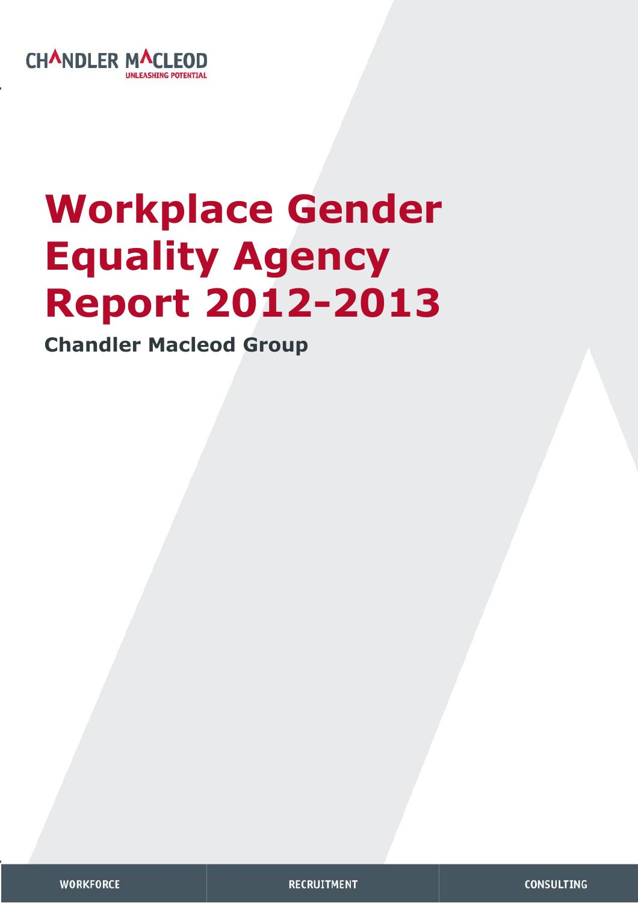CHANDLER MACLEOD
UNLEASHING POTENTIAL

# Workplace Gender Equality Agency Report 2012-2013

**Chandler Macleod Group**

WORKFORCE | RECRUITMENT | CONSULTING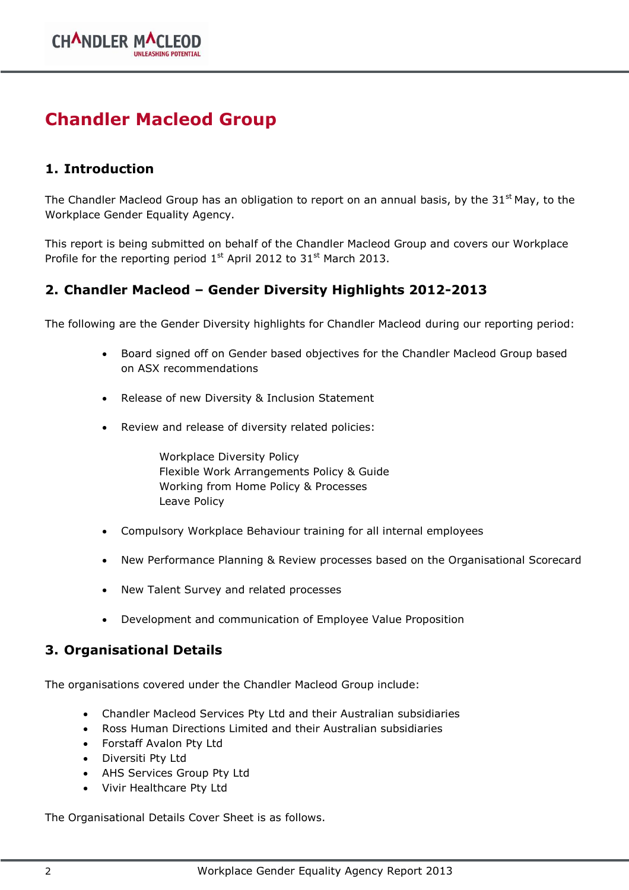# Chandler Macleod Group

## 1. Introduction

The Chandler Macleod Group has an obligation to report on an annual basis, by the 31st May, to the Workplace Gender Equality Agency.

This report is being submitted on behalf of the Chandler Macleod Group and covers our Workplace Profile for the reporting period 1st April 2012 to 31st March 2013.

## 2. Chandler Macleod – Gender Diversity Highlights 2012-2013

The following are the Gender Diversity highlights for Chandler Macleod during our reporting period:

- Board signed off on Gender based objectives for the Chandler Macleod Group based on ASX recommendations
- Release of new Diversity & Inclusion Statement
- Review and release of diversity related policies:

  Workplace Diversity Policy
  Flexible Work Arrangements Policy & Guide
  Working from Home Policy & Processes
  Leave Policy

- Compulsory Workplace Behaviour training for all internal employees
- New Performance Planning & Review processes based on the Organisational Scorecard
- New Talent Survey and related processes
- Development and communication of Employee Value Proposition

## 3. Organisational Details

The organisations covered under the Chandler Macleod Group include:

- Chandler Macleod Services Pty Ltd and their Australian subsidiaries
- Ross Human Directions Limited and their Australian subsidiaries
- Forstaff Avalon Pty Ltd
- Diversiti Pty Ltd
- AHS Services Group Pty Ltd
- Vivir Healthcare Pty Ltd

The Organisational Details Cover Sheet is as follows.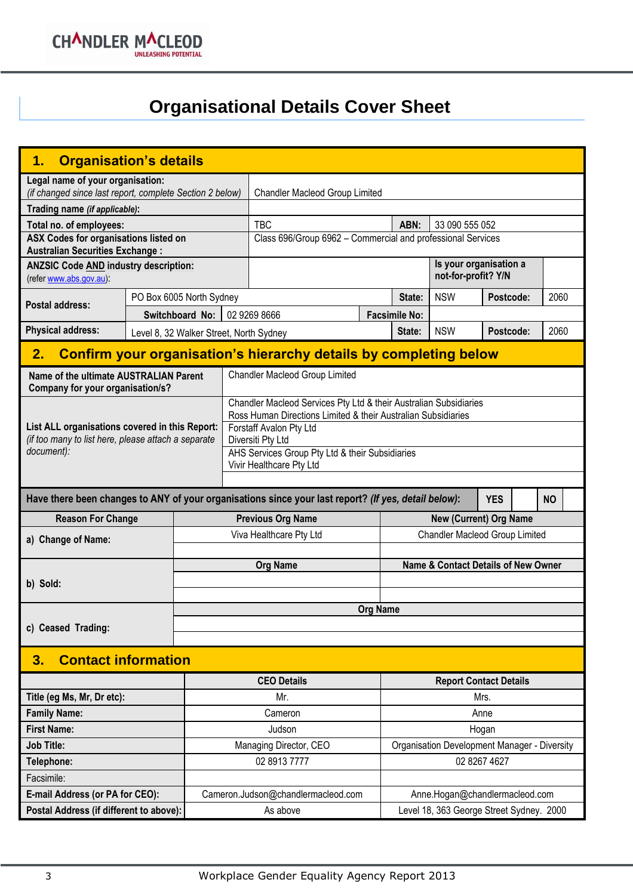CHANDLER MACLEOD
UNLEASHING POTENTIAL

# Organisational Details Cover Sheet

## 1. Organisation's details

| | | | | | |
|---|---|---|---|---|---|
| **Legal name of your organisation:** *(if changed since last report, complete Section 2 below)* | Chandler Macleod Group Limited | | | | |
| **Trading name** ***(if applicable)*:** | | | | | |
| **Total no. of employees:** | TBC | **ABN:** | 33 090 555 052 | | |
| **ASX Codes for organisations listed on Australian Securities Exchange :** | Class 696/Group 6962 – Commercial and professional Services | | | | |
| **ANZSIC Code AND industry description:** (refer www.abs.gov.au): | | **Is your organisation a not-for-profit? Y/N** | | | |
| **Postal address:** | PO Box 6005 North Sydney | **State:** | NSW | **Postcode:** | 2060 |
| | **Switchboard No:** 02 9269 8666 | **Facsimile No:** | | | |
| **Physical address:** | Level 8, 32 Walker Street, North Sydney | **State:** | NSW | **Postcode:** | 2060 |

## 2. Confirm your organisation's hierarchy details by completing below

| | |
|---|---|
| **Name of the ultimate AUSTRALIAN Parent Company for your organisation/s?** | Chandler Macleod Group Limited |
| **List ALL organisations covered in this Report:** *(if too many to list here, please attach a separate document):* | Chandler Macleod Services Pty Ltd & their Australian Subsidiaries<br>Ross Human Directions Limited & their Australian Subsidiaries<br>Forstaff Avalon Pty Ltd<br>Diversiti Pty Ltd<br>AHS Services Group Pty Ltd & their Subsidiaries<br>Vivir Healthcare Pty Ltd |

**Have there been changes to ANY of your organisations since your last report?** ***(If yes, detail below)*:** **YES** ☐ **NO** ☐

| Reason For Change | Previous Org Name | New (Current) Org Name |
|---|---|---|
| **a) Change of Name:** | Viva Healthcare Pty Ltd | Chandler Macleod Group Limited |
| | | |
| | **Org Name** | **Name & Contact Details of New Owner** |
| **b) Sold:** | | |
| | | |
| | **Org Name** | |
| **c) Ceased Trading:** | | |
| | | |

## 3. Contact information

| | CEO Details | Report Contact Details |
|---|---|---|
| **Title (eg Ms, Mr, Dr etc):** | Mr. | Mrs. |
| **Family Name:** | Cameron | Anne |
| **First Name:** | Judson | Hogan |
| **Job Title:** | Managing Director, CEO | Organisation Development Manager - Diversity |
| **Telephone:** | 02 8913 7777 | 02 8267 4627 |
| Facsimile: | | |
| **E-mail Address (or PA for CEO):** | Cameron.Judson@chandlermacleod.com | Anne.Hogan@chandlermacleod.com |
| **Postal Address (if different to above):** | As above | Level 18, 363 George Street Sydney. 2000 |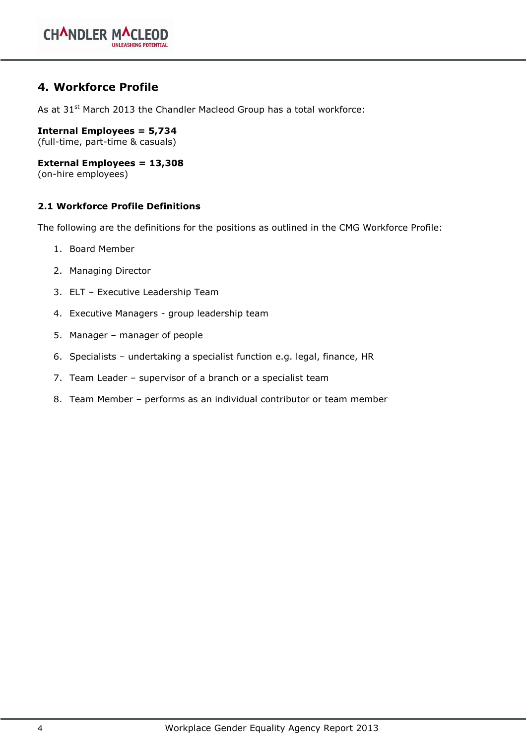## 4. Workforce Profile

As at 31st March 2013 the Chandler Macleod Group has a total workforce:

**Internal Employees = 5,734**
(full-time, part-time & casuals)

**External Employees = 13,308**
(on-hire employees)

### 2.1 Workforce Profile Definitions

The following are the definitions for the positions as outlined in the CMG Workforce Profile:

1. Board Member
2. Managing Director
3. ELT – Executive Leadership Team
4. Executive Managers - group leadership team
5. Manager – manager of people
6. Specialists – undertaking a specialist function e.g. legal, finance, HR
7. Team Leader – supervisor of a branch or a specialist team
8. Team Member – performs as an individual contributor or team member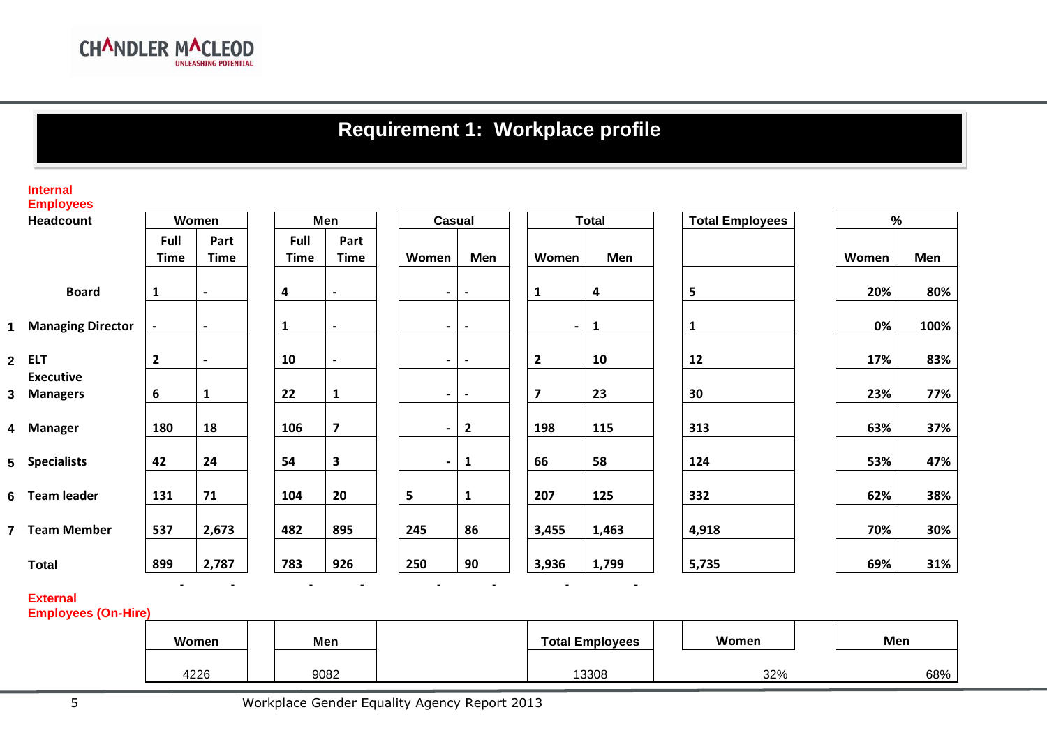# Requirement 1: Workplace profile

**Internal Employees**

| Headcount | Women | | Men | | Casual | | Total | | Total Employees | % | |
|---|---|---|---|---|---|---|---|---|---|---|---|
| | Full Time | Part Time | Full Time | Part Time | Women | Men | Women | Men | | Women | Men |
| Board | 1 | - | 4 | - | - | - | 1 | 4 | 5 | 20% | 80% |
| 1 Managing Director | - | - | 1 | - | - | - | - | 1 | 1 | 0% | 100% |
| 2 ELT | 2 | - | 10 | - | - | - | 2 | 10 | 12 | 17% | 83% |
| 3 Executive Managers | 6 | 1 | 22 | 1 | - | - | 7 | 23 | 30 | 23% | 77% |
| 4 Manager | 180 | 18 | 106 | 7 | - | 2 | 198 | 115 | 313 | 63% | 37% |
| 5 Specialists | 42 | 24 | 54 | 3 | - | 1 | 66 | 58 | 124 | 53% | 47% |
| 6 Team leader | 131 | 71 | 104 | 20 | 5 | 1 | 207 | 125 | 332 | 62% | 38% |
| 7 Team Member | 537 | 2,673 | 482 | 895 | 245 | 86 | 3,455 | 1,463 | 4,918 | 70% | 30% |
| Total | 899 | 2,787 | 783 | 926 | 250 | 90 | 3,936 | 1,799 | 5,735 | 69% | 31% |

**External Employees (On-Hire)**

| Women | Men | Total Employees | Women | Men |
|---|---|---|---|---|
| 4226 | 9082 | 13308 | 32% | 68% |

Workplace Gender Equality Agency Report 2013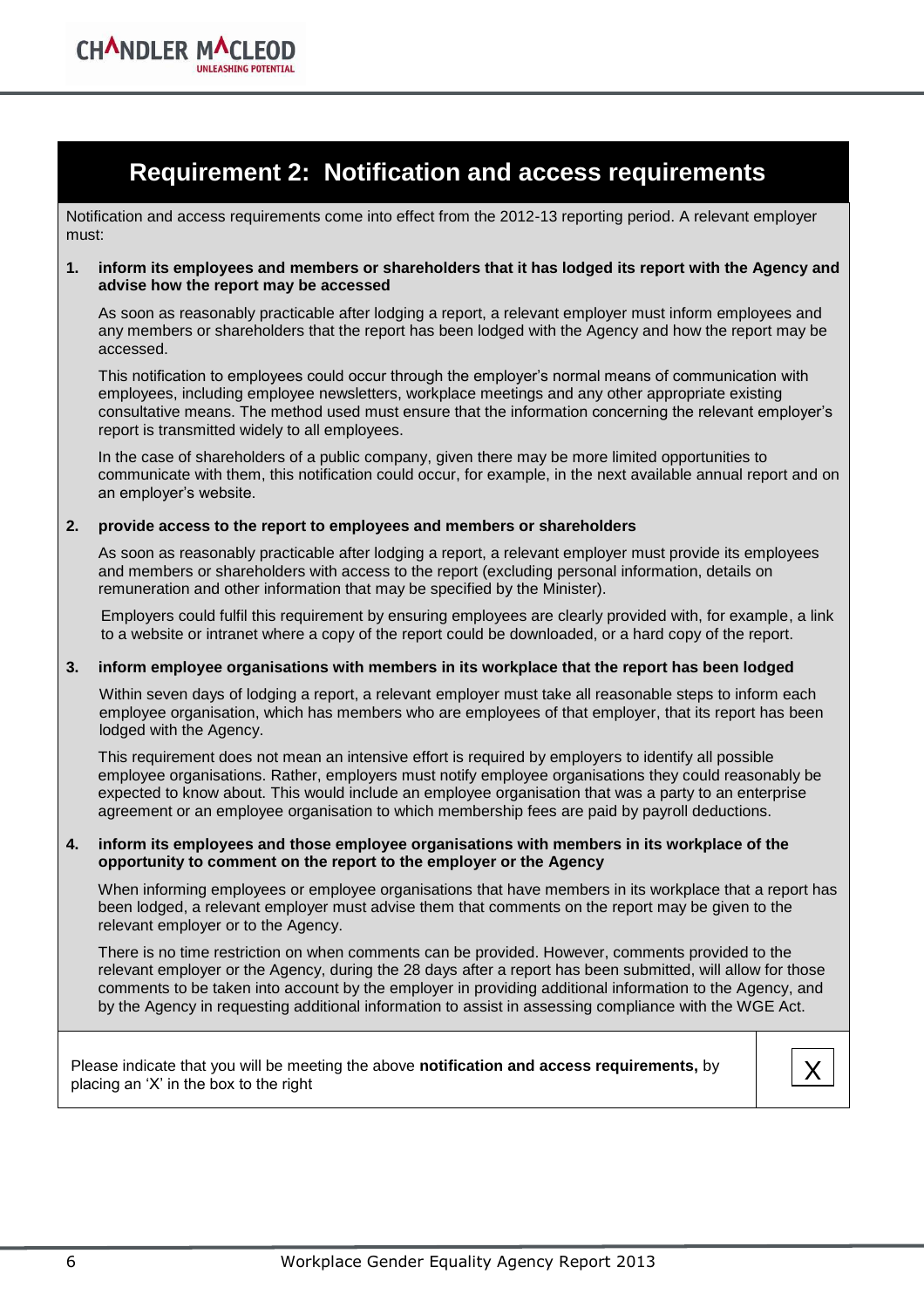## Requirement 2: Notification and access requirements

Notification and access requirements come into effect from the 2012-13 reporting period. A relevant employer must:

**1. inform its employees and members or shareholders that it has lodged its report with the Agency and advise how the report may be accessed**

As soon as reasonably practicable after lodging a report, a relevant employer must inform employees and any members or shareholders that the report has been lodged with the Agency and how the report may be accessed.

This notification to employees could occur through the employer's normal means of communication with employees, including employee newsletters, workplace meetings and any other appropriate existing consultative means. The method used must ensure that the information concerning the relevant employer's report is transmitted widely to all employees.

In the case of shareholders of a public company, given there may be more limited opportunities to communicate with them, this notification could occur, for example, in the next available annual report and on an employer's website.

**2. provide access to the report to employees and members or shareholders**

As soon as reasonably practicable after lodging a report, a relevant employer must provide its employees and members or shareholders with access to the report (excluding personal information, details on remuneration and other information that may be specified by the Minister).

Employers could fulfil this requirement by ensuring employees are clearly provided with, for example, a link to a website or intranet where a copy of the report could be downloaded, or a hard copy of the report.

**3. inform employee organisations with members in its workplace that the report has been lodged**

Within seven days of lodging a report, a relevant employer must take all reasonable steps to inform each employee organisation, which has members who are employees of that employer, that its report has been lodged with the Agency.

This requirement does not mean an intensive effort is required by employers to identify all possible employee organisations. Rather, employers must notify employee organisations they could reasonably be expected to know about. This would include an employee organisation that was a party to an enterprise agreement or an employee organisation to which membership fees are paid by payroll deductions.

**4. inform its employees and those employee organisations with members in its workplace of the opportunity to comment on the report to the employer or the Agency**

When informing employees or employee organisations that have members in its workplace that a report has been lodged, a relevant employer must advise them that comments on the report may be given to the relevant employer or to the Agency.

There is no time restriction on when comments can be provided. However, comments provided to the relevant employer or the Agency, during the 28 days after a report has been submitted, will allow for those comments to be taken into account by the employer in providing additional information to the Agency, and by the Agency in requesting additional information to assist in assessing compliance with the WGE Act.

| Please indicate that you will be meeting the above **notification and access requirements,** by placing an 'X' in the box to the right | X |
|---|---|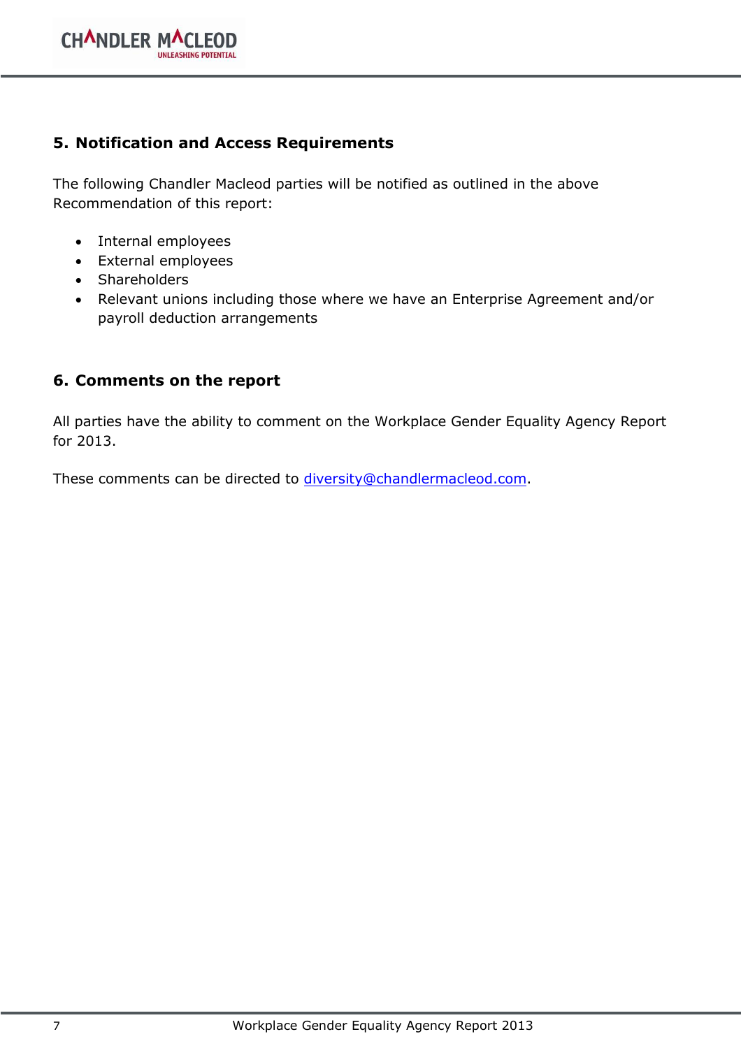## 5. Notification and Access Requirements

The following Chandler Macleod parties will be notified as outlined in the above Recommendation of this report:

- Internal employees
- External employees
- Shareholders
- Relevant unions including those where we have an Enterprise Agreement and/or payroll deduction arrangements

## 6. Comments on the report

All parties have the ability to comment on the Workplace Gender Equality Agency Report for 2013.

These comments can be directed to diversity@chandlermacleod.com.